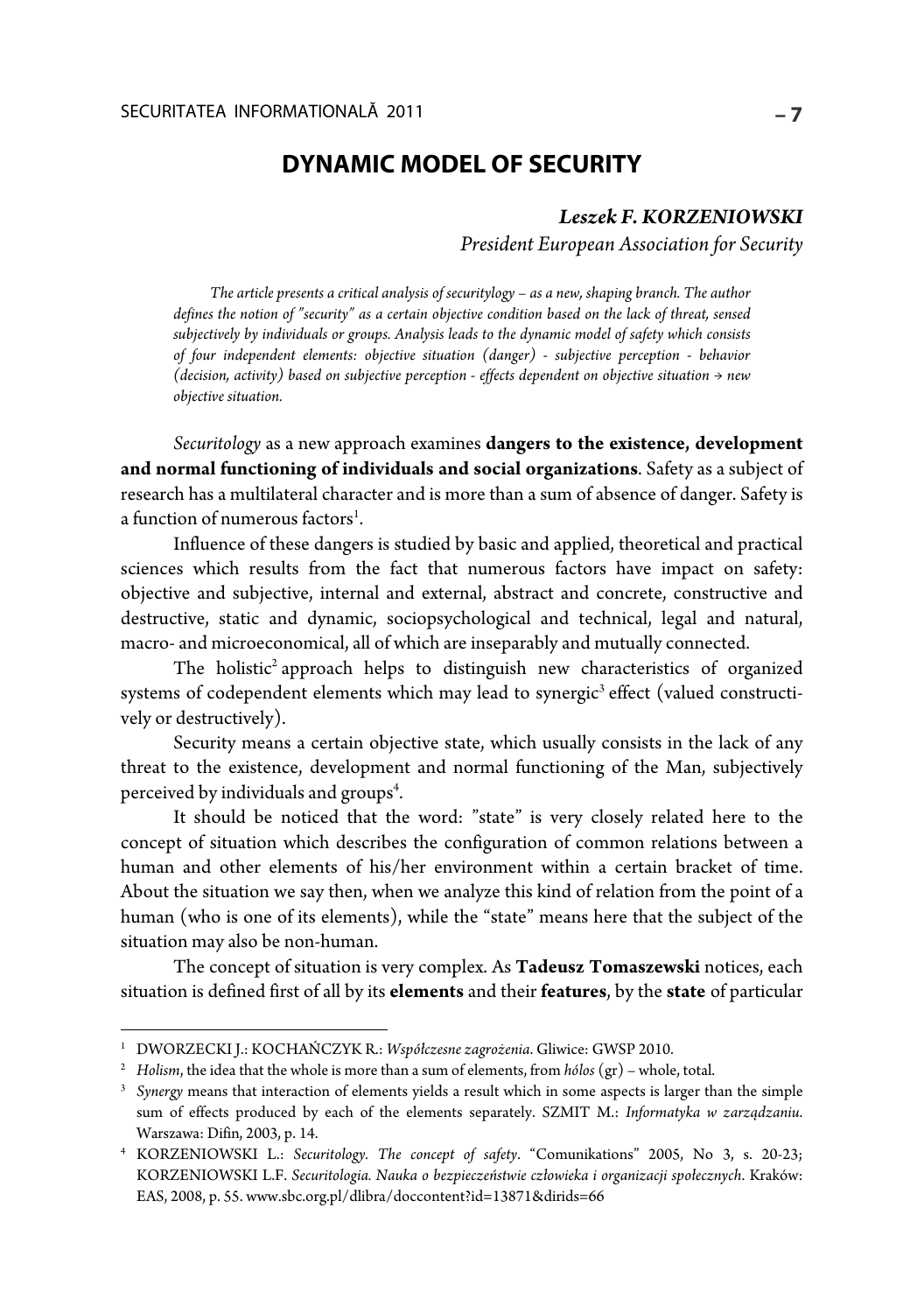# DYNAMIC MODEL OF SECURITY

***Leszek F. KORZENIOWSKI***

*President European Association for Security*

*The article presents a critical analysis of securitylogy – as a new, shaping branch. The author defines the notion of "security" as a certain objective condition based on the lack of threat, sensed subjectively by individuals or groups. Analysis leads to the dynamic model of safety which consists of four independent elements: objective situation (danger) - subjective perception - behavior (decision, activity) based on subjective perception - effects dependent on objective situation → new objective situation.*

*Securitology* as a new approach examines **dangers to the existence, development and normal functioning of individuals and social organizations**. Safety as a subject of research has a multilateral character and is more than a sum of absence of danger. Safety is a function of numerous factors[1].

Influence of these dangers is studied by basic and applied, theoretical and practical sciences which results from the fact that numerous factors have impact on safety: objective and subjective, internal and external, abstract and concrete, constructive and destructive, static and dynamic, sociopsychological and technical, legal and natural, macro- and microeconomical, all of which are inseparably and mutually connected.

The holistic[2] approach helps to distinguish new characteristics of organized systems of codependent elements which may lead to synergic[3] effect (valued constructively or destructively).

Security means a certain objective state, which usually consists in the lack of any threat to the existence, development and normal functioning of the Man, subjectively perceived by individuals and groups[4].

It should be noticed that the word: "state" is very closely related here to the concept of situation which describes the configuration of common relations between a human and other elements of his/her environment within a certain bracket of time. About the situation we say then, when we analyze this kind of relation from the point of a human (who is one of its elements), while the "state" means here that the subject of the situation may also be non-human.

The concept of situation is very complex. As **Tadeusz Tomaszewski** notices, each situation is defined first of all by its **elements** and their **features**, by the **state** of particular

---

[1] DWORZECKI J.: KOCHAŃCZYK R.: *Współczesne zagrożenia*. Gliwice: GWSP 2010.

[2] *Holism*, the idea that the whole is more than a sum of elements, from *hólos* (gr) – whole, total.

[3] *Synergy* means that interaction of elements yields a result which in some aspects is larger than the simple sum of effects produced by each of the elements separately. SZMIT M.: *Informatyka w zarządzaniu*. Warszawa: Difin, 2003, p. 14.

[4] KORZENIOWSKI L.: *Securitology. The concept of safety*. "Comunikations" 2005, No 3, s. 20-23; KORZENIOWSKI L.F. *Securitologia. Nauka o bezpieczeństwie człowieka i organizacji społecznych*. Kraków: EAS, 2008, p. 55. www.sbc.org.pl/dlibra/doccontent?id=13871&dirids=66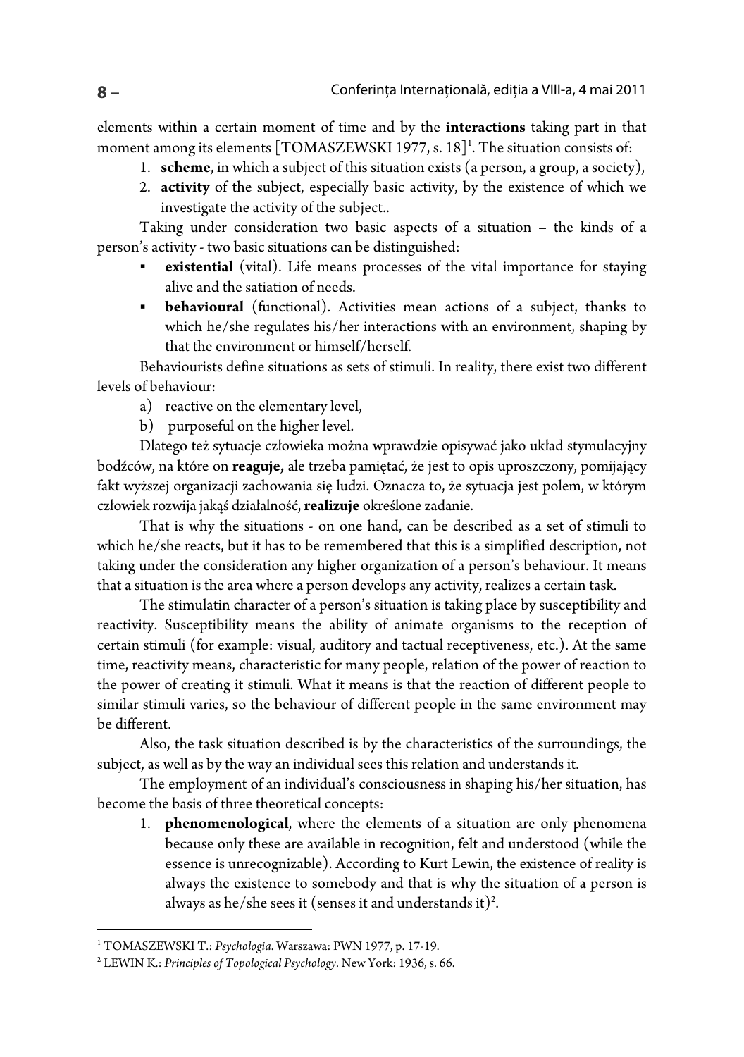elements within a certain moment of time and by the **interactions** taking part in that moment among its elements [TOMASZEWSKI 1977, s. 18][1]. The situation consists of:

1. **scheme**, in which a subject of this situation exists (a person, a group, a society),
2. **activity** of the subject, especially basic activity, by the existence of which we investigate the activity of the subject..

Taking under consideration two basic aspects of a situation – the kinds of a person's activity - two basic situations can be distinguished:

- **existential** (vital). Life means processes of the vital importance for staying alive and the satiation of needs.
- **behavioural** (functional). Activities mean actions of a subject, thanks to which he/she regulates his/her interactions with an environment, shaping by that the environment or himself/herself.

Behaviourists define situations as sets of stimuli. In reality, there exist two different levels of behaviour:

a) reactive on the elementary level,
b) purposeful on the higher level.

Dlatego też sytuacje człowieka można wprawdzie opisywać jako układ stymulacyjny bodźców, na które on **reaguje,** ale trzeba pamiętać, że jest to opis uproszczony, pomijający fakt wyższej organizacji zachowania się ludzi. Oznacza to, że sytuacja jest polem, w którym człowiek rozwija jakąś działalność, **realizuje** określone zadanie.

That is why the situations - on one hand, can be described as a set of stimuli to which he/she reacts, but it has to be remembered that this is a simplified description, not taking under the consideration any higher organization of a person's behaviour. It means that a situation is the area where a person develops any activity, realizes a certain task.

The stimulatin character of a person's situation is taking place by susceptibility and reactivity. Susceptibility means the ability of animate organisms to the reception of certain stimuli (for example: visual, auditory and tactual receptiveness, etc.). At the same time, reactivity means, characteristic for many people, relation of the power of reaction to the power of creating it stimuli. What it means is that the reaction of different people to similar stimuli varies, so the behaviour of different people in the same environment may be different.

Also, the task situation described is by the characteristics of the surroundings, the subject, as well as by the way an individual sees this relation and understands it.

The employment of an individual's consciousness in shaping his/her situation, has become the basis of three theoretical concepts:

1. **phenomenological**, where the elements of a situation are only phenomena because only these are available in recognition, felt and understood (while the essence is unrecognizable). According to Kurt Lewin, the existence of reality is always the existence to somebody and that is why the situation of a person is always as he/she sees it (senses it and understands it)[2].

---

[1] TOMASZEWSKI T.: *Psychologia*. Warszawa: PWN 1977, p. 17-19.

[2] LEWIN K.: *Principles of Topological Psychology*. New York: 1936, s. 66.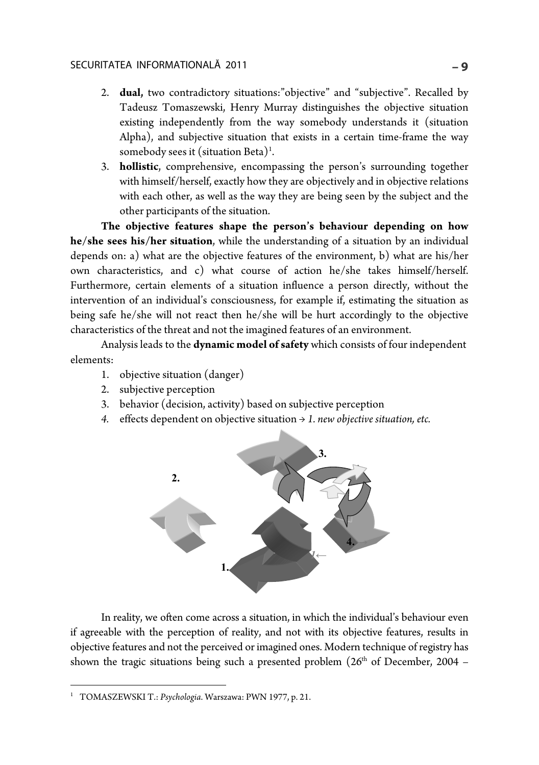2. **dual,** two contradictory situations:"objective" and "subjective". Recalled by Tadeusz Tomaszewski, Henry Murray distinguishes the objective situation existing independently from the way somebody understands it (situation Alpha), and subjective situation that exists in a certain time-frame the way somebody sees it (situation Beta)[1].
3. **hollistic**, comprehensive, encompassing the person's surrounding together with himself/herself, exactly how they are objectively and in objective relations with each other, as well as the way they are being seen by the subject and the other participants of the situation.

**The objective features shape the person's behaviour depending on how he/she sees his/her situation**, while the understanding of a situation by an individual depends on: a) what are the objective features of the environment, b) what are his/her own characteristics, and c) what course of action he/she takes himself/herself. Furthermore, certain elements of a situation influence a person directly, without the intervention of an individual's consciousness, for example if, estimating the situation as being safe he/she will not react then he/she will be hurt accordingly to the objective characteristics of the threat and not the imagined features of an environment.

Analysis leads to the **dynamic model of safety** which consists of four independent elements:

1. objective situation (danger)
2. subjective perception
3. behavior (decision, activity) based on subjective perception
4. effects dependent on objective situation → *1. new objective situation, etc.*

In reality, we often come across a situation, in which the individual's behaviour even if agreeable with the perception of reality, and not with its objective features, results in objective features and not the perceived or imagined ones. Modern technique of registry has shown the tragic situations being such a presented problem (26th of December, 2004 –

[1] TOMASZEWSKI T.: *Psychologia*. Warszawa: PWN 1977, p. 21.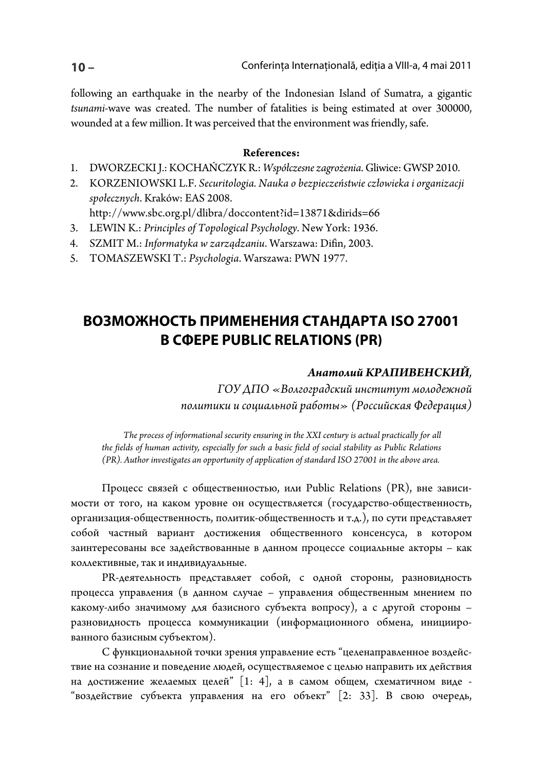following an earthquake in the nearby of the Indonesian Island of Sumatra, a gigantic *tsunami*-wave was created. The number of fatalities is being estimated at over 300000, wounded at a few million. It was perceived that the environment was friendly, safe.

**References:**

1. DWORZECKI J.: KOCHAŃCZYK R.: *Współczesne zagrożenia*. Gliwice: GWSP 2010.
2. KORZENIOWSKI L.F. *Securitologia. Nauka o bezpieczeństwie człowieka i organizacji społecznych*. Kraków: EAS 2008. http://www.sbc.org.pl/dlibra/doccontent?id=13871&dirids=66
3. LEWIN K.: *Principles of Topological Psychology*. New York: 1936.
4. SZMIT M.: *Informatyka w zarządzaniu*. Warszawa: Difin, 2003.
5. TOMASZEWSKI T.: *Psychologia*. Warszawa: PWN 1977.

# ВОЗМОЖНОСТЬ ПРИМЕНЕНИЯ СТАНДАРТА ISO 27001 В СФЕРЕ PUBLIC RELATIONS (PR)

***Анатолий КРАПИВЕНСКИЙ,***

*ГОУ ДПО «Волгоградский институт молодежной политики и социальной работы» (Российская Федерация)*

*The process of informational security ensuring in the XXI century is actual practically for all the fields of human activity, especially for such a basic field of social stability as Public Relations (PR). Author investigates an opportunity of application of standard ISO 27001 in the above area.*

Процесс связей с общественностью, или Public Relations (PR), вне зависимости от того, на каком уровне он осуществляется (государство-общественность, организация-общественность, политик-общественность и т.д.), по сути представляет собой частный вариант достижения общественного консенсуса, в котором заинтересованы все задействованные в данном процессе социальные акторы – как коллективные, так и индивидуальные.

PR-деятельность представляет собой, с одной стороны, разновидность процесса управления (в данном случае – управления общественным мнением по какому-либо значимому для базисного субъекта вопросу), а с другой стороны – разновидность процесса коммуникации (информационного обмена, инициированного базисным субъектом).

С функциональной точки зрения управление есть "целенаправленное воздействие на сознание и поведение людей, осуществляемое с целью направить их действия на достижение желаемых целей" [1: 4], а в самом общем, схематичном виде - "воздействие субъекта управления на его объект" [2: 33]. В свою очередь,